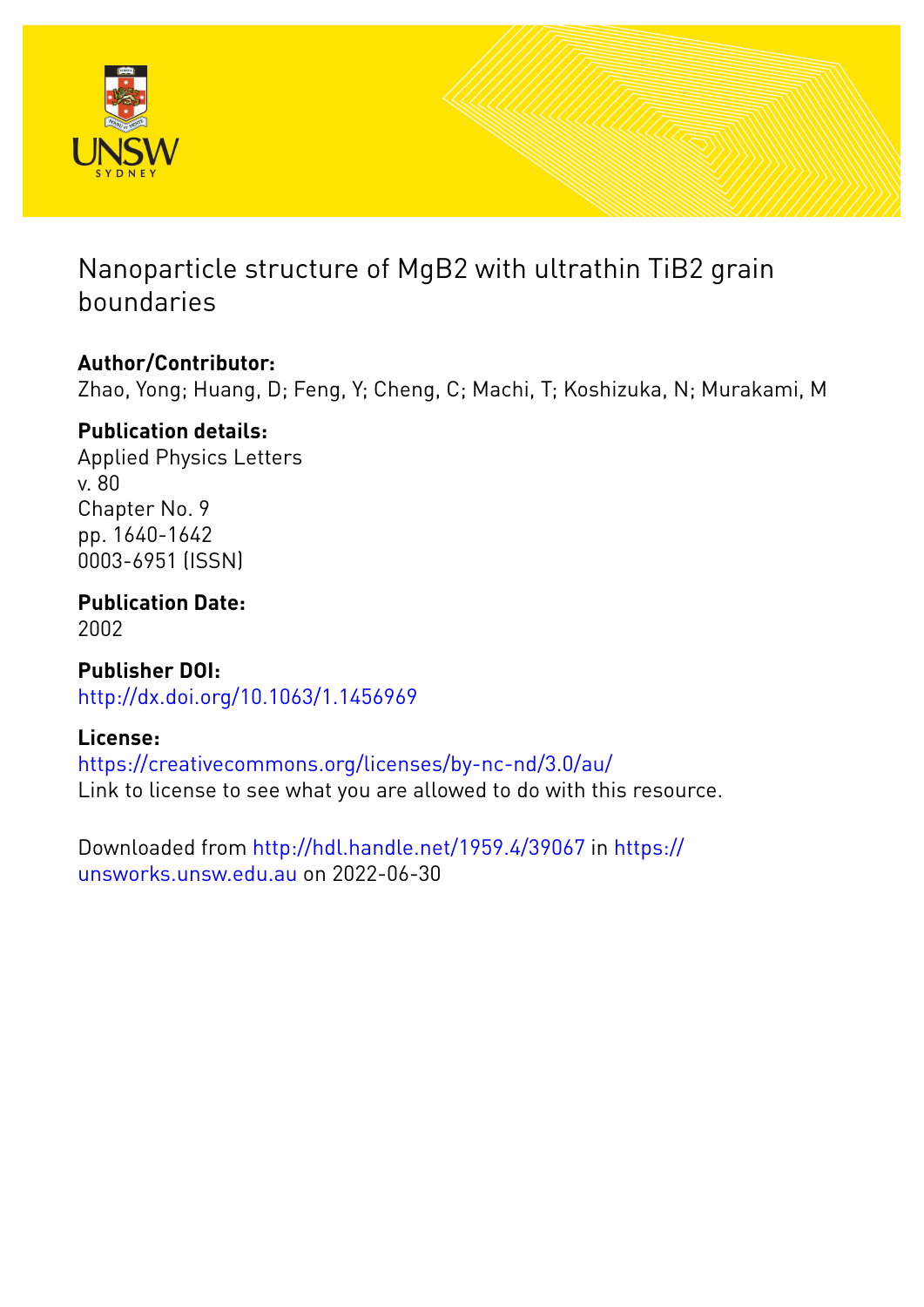# Nanoparticle structure of MgB2 with ultrathin TiB2 grain boundaries

**Author/Contributor:**
Zhao, Yong; Huang, D; Feng, Y; Cheng, C; Machi, T; Koshizuka, N; Murakami, M

**Publication details:**
Applied Physics Letters
v. 80
Chapter No. 9
pp. 1640-1642
0003-6951 (ISSN)

**Publication Date:**
2002

**Publisher DOI:**
http://dx.doi.org/10.1063/1.1456969

**License:**
https://creativecommons.org/licenses/by-nc-nd/3.0/au/
Link to license to see what you are allowed to do with this resource.

Downloaded from http://hdl.handle.net/1959.4/39067 in https://unsworks.unsw.edu.au on 2022-06-30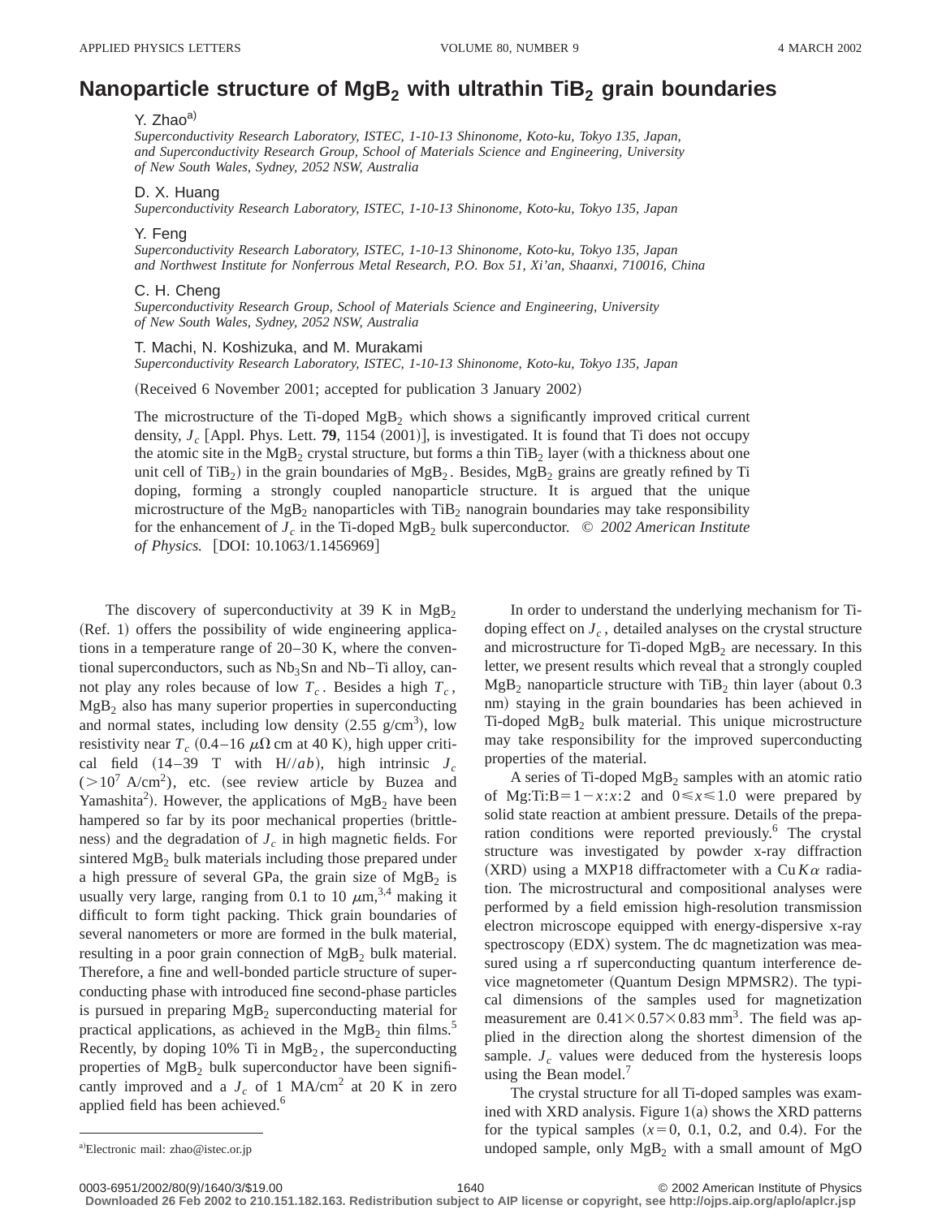# Nanoparticle structure of $MgB_2$ with ultrathin $TiB_2$ grain boundaries

Y. Zhao[a)]
*Superconductivity Research Laboratory, ISTEC, 1-10-13 Shinonome, Koto-ku, Tokyo 135, Japan, and Superconductivity Research Group, School of Materials Science and Engineering, University of New South Wales, Sydney, 2052 NSW, Australia*

D. X. Huang
*Superconductivity Research Laboratory, ISTEC, 1-10-13 Shinonome, Koto-ku, Tokyo 135, Japan*

Y. Feng
*Superconductivity Research Laboratory, ISTEC, 1-10-13 Shinonome, Koto-ku, Tokyo 135, Japan and Northwest Institute for Nonferrous Metal Research, P.O. Box 51, Xi'an, Shaanxi, 710016, China*

C. H. Cheng
*Superconductivity Research Group, School of Materials Science and Engineering, University of New South Wales, Sydney, 2052 NSW, Australia*

T. Machi, N. Koshizuka, and M. Murakami
*Superconductivity Research Laboratory, ISTEC, 1-10-13 Shinonome, Koto-ku, Tokyo 135, Japan*

(Received 6 November 2001; accepted for publication 3 January 2002)

The microstructure of the Ti-doped $MgB_2$ which shows a significantly improved critical current density, $J_c$ [Appl. Phys. Lett. **79**, 1154 (2001)], is investigated. It is found that Ti does not occupy the atomic site in the $MgB_2$ crystal structure, but forms a thin $TiB_2$ layer (with a thickness about one unit cell of $TiB_2$) in the grain boundaries of $MgB_2$. Besides, $MgB_2$ grains are greatly refined by Ti doping, forming a strongly coupled nanoparticle structure. It is argued that the unique microstructure of the $MgB_2$ nanoparticles with $TiB_2$ nanograin boundaries may take responsibility for the enhancement of $J_c$ in the Ti-doped $MgB_2$ bulk superconductor. © *2002 American Institute of Physics.* [DOI: 10.1063/1.1456969]

The discovery of superconductivity at 39 K in $MgB_2$ (Ref. 1) offers the possibility of wide engineering applications in a temperature range of 20–30 K, where the conventional superconductors, such as $Nb_3Sn$ and Nb–Ti alloy, cannot play any roles because of low $T_c$. Besides a high $T_c$, $MgB_2$ also has many superior properties in superconducting and normal states, including low density ($2.55\ g/cm^3$), low resistivity near $T_c$ ($0.4–16\ \mu\Omega$ cm at 40 K), high upper critical field (14–39 T with H//*ab*), high intrinsic $J_c$ ($>10^7\ A/cm^2$), etc. (see review article by Buzea and Yamashita[2]). However, the applications of $MgB_2$ have been hampered so far by its poor mechanical properties (brittleness) and the degradation of $J_c$ in high magnetic fields. For sintered $MgB_2$ bulk materials including those prepared under a high pressure of several GPa, the grain size of $MgB_2$ is usually very large, ranging from 0.1 to 10 $\mu$m,[3,4] making it difficult to form tight packing. Thick grain boundaries of several nanometers or more are formed in the bulk material, resulting in a poor grain connection of $MgB_2$ bulk material. Therefore, a fine and well-bonded particle structure of superconducting phase with introduced fine second-phase particles is pursued in preparing $MgB_2$ superconducting material for practical applications, as achieved in the $MgB_2$ thin films.[5] Recently, by doping 10% Ti in $MgB_2$, the superconducting properties of $MgB_2$ bulk superconductor have been significantly improved and a $J_c$ of 1 MA/cm$^2$ at 20 K in zero applied field has been achieved.[6]

In order to understand the underlying mechanism for Ti-doping effect on $J_c$, detailed analyses on the crystal structure and microstructure for Ti-doped $MgB_2$ are necessary. In this letter, we present results which reveal that a strongly coupled $MgB_2$ nanoparticle structure with $TiB_2$ thin layer (about 0.3 nm) staying in the grain boundaries has been achieved in Ti-doped $MgB_2$ bulk material. This unique microstructure may take responsibility for the improved superconducting properties of the material.

A series of Ti-doped $MgB_2$ samples with an atomic ratio of Mg:Ti:B$=1-x$:$x$:2 and $0\leqslant x\leqslant 1.0$ were prepared by solid state reaction at ambient pressure. Details of the preparation conditions were reported previously.[6] The crystal structure was investigated by powder x-ray diffraction (XRD) using a MXP18 diffractometer with a Cu $K\alpha$ radiation. The microstructural and compositional analyses were performed by a field emission high-resolution transmission electron microscope equipped with energy-dispersive x-ray spectroscopy (EDX) system. The dc magnetization was measured using a rf superconducting quantum interference device magnetometer (Quantum Design MPMSR2). The typical dimensions of the samples used for magnetization measurement are $0.41\times 0.57\times 0.83\ mm^3$. The field was applied in the direction along the shortest dimension of the sample. $J_c$ values were deduced from the hysteresis loops using the Bean model.[7]

The crystal structure for all Ti-doped samples was examined with XRD analysis. Figure 1(a) shows the XRD patterns for the typical samples ($x=0$, 0.1, 0.2, and 0.4). For the undoped sample, only $MgB_2$ with a small amount of MgO

[a)]Electronic mail: zhao@istec.or.jp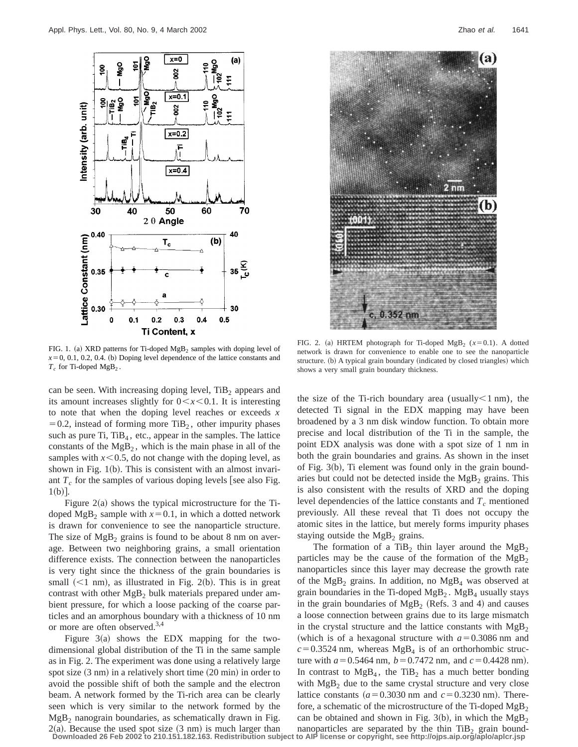FIG. 1. (a) XRD patterns for Ti-doped $MgB_2$ samples with doping level of $x=0$, 0.1, 0.2, 0.4. (b) Doping level dependence of the lattice constants and $T_c$ for Ti-doped $MgB_2$.

FIG. 2. (a) HRTEM photograph for Ti-doped $MgB_2$ ($x=0.1$). A dotted network is drawn for convenience to enable one to see the nanoparticle structure. (b) A typical grain boundary (indicated by closed triangles) which shows a very small grain boundary thickness.

can be seen. With increasing doping level, $TiB_2$ appears and its amount increases slightly for $0<x<0.1$. It is interesting to note that when the doping level reaches or exceeds $x=0.2$, instead of forming more $TiB_2$, other impurity phases such as pure Ti, $TiB_4$, etc., appear in the samples. The lattice constants of the $MgB_2$, which is the main phase in all of the samples with $x<0.5$, do not change with the doping level, as shown in Fig. 1(b). This is consistent with an almost invariant $T_c$ for the samples of various doping levels [see also Fig. 1(b)].

Figure 2(a) shows the typical microstructure for the Ti-doped $MgB_2$ sample with $x=0.1$, in which a dotted network is drawn for convenience to see the nanoparticle structure. The size of $MgB_2$ grains is found to be about 8 nm on average. Between two neighboring grains, a small orientation difference exists. The connection between the nanoparticles is very tight since the thickness of the grain boundaries is small (<1 nm), as illustrated in Fig. 2(b). This is in great contrast with other $MgB_2$ bulk materials prepared under ambient pressure, for which a loose packing of the coarse particles and an amorphous boundary with a thickness of 10 nm or more are often observed.[3,4]

Figure 3(a) shows the EDX mapping for the two-dimensional global distribution of the Ti in the same sample as in Fig. 2. The experiment was done using a relatively large spot size (3 nm) in a relatively short time (20 min) in order to avoid the possible shift of both the sample and the electron beam. A network formed by the Ti-rich area can be clearly seen which is very similar to the network formed by the $MgB_2$ nanograin boundaries, as schematically drawn in Fig. 2(a). Because the used spot size (3 nm) is much larger than the size of the Ti-rich boundary area (usually<1 nm), the detected Ti signal in the EDX mapping may have been broadened by a 3 nm disk window function. To obtain more precise and local distribution of the Ti in the sample, the point EDX analysis was done with a spot size of 1 nm in both the grain boundaries and grains. As shown in the inset of Fig. 3(b), Ti element was found only in the grain boundaries but could not be detected inside the $MgB_2$ grains. This is also consistent with the results of XRD and the doping level dependencies of the lattice constants and $T_c$ mentioned previously. All these reveal that Ti does not occupy the atomic sites in the lattice, but merely forms impurity phases staying outside the $MgB_2$ grains.

The formation of a $TiB_2$ thin layer around the $MgB_2$ particles may be the cause of the formation of the $MgB_2$ nanoparticles since this layer may decrease the growth rate of the $MgB_2$ grains. In addition, no $MgB_4$ was observed at grain boundaries in the Ti-doped $MgB_2$. $MgB_4$ usually stays in the grain boundaries of $MgB_2$ (Refs. 3 and 4) and causes a loose connection between grains due to its large mismatch in the crystal structure and the lattice constants with $MgB_2$ (which is of a hexagonal structure with $a=0.3086$ nm and $c=0.3524$ nm, whereas $MgB_4$ is of an orthorhombic structure with $a=0.5464$ nm, $b=0.7472$ nm, and $c=0.4428$ nm). In contrast to $MgB_4$, the $TiB_2$ has a much better bonding with $MgB_2$ due to the same crystal structure and very close lattice constants ($a=0.3030$ nm and $c=0.3230$ nm). Therefore, a schematic of the microstructure of the Ti-doped $MgB_2$ can be obtained and shown in Fig. 3(b), in which the $MgB_2$ nanoparticles are separated by the thin $TiB_2$ grain bound-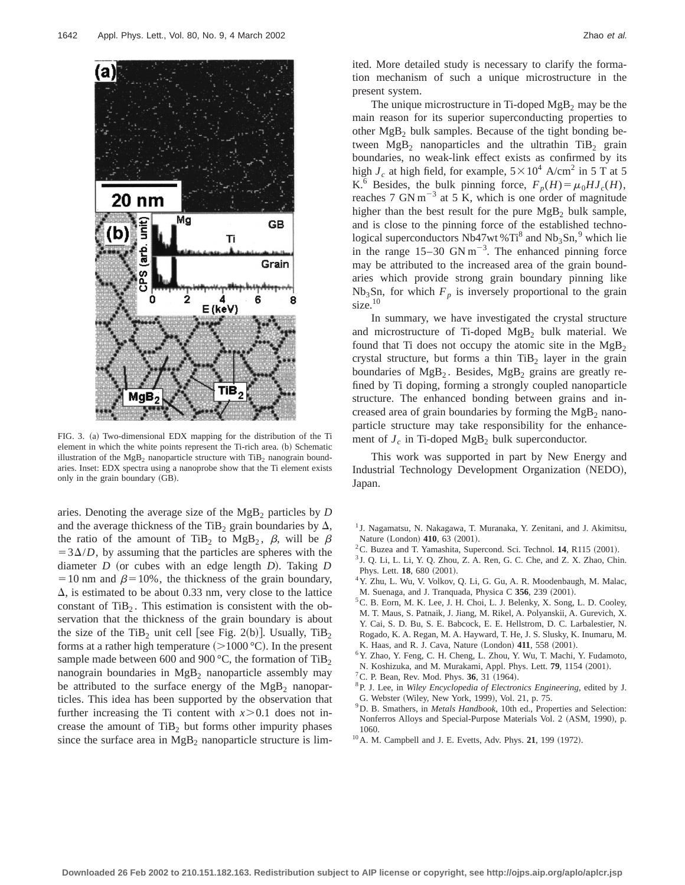(a)

20 nm

(b)

Mg

GB

Ti

Grain

CPS (arb. unit)

0 2 4 6 8

E (keV)

$MgB_2$

$TiB_2$

FIG. 3. (a) Two-dimensional EDX mapping for the distribution of the Ti element in which the white points represent the Ti-rich area. (b) Schematic illustration of the $MgB_2$ nanoparticle structure with $TiB_2$ nanograin boundaries. Inset: EDX spectra using a nanoprobe show that the Ti element exists only in the grain boundary (GB).

aries. Denoting the average size of the $MgB_2$ particles by $D$ and the average thickness of the $TiB_2$ grain boundaries by $\Delta$, the ratio of the amount of $TiB_2$ to $MgB_2$, $\beta$, will be $\beta = 3\Delta/D$, by assuming that the particles are spheres with the diameter $D$ (or cubes with an edge length $D$). Taking $D = 10$ nm and $\beta = 10\%$, the thickness of the grain boundary, $\Delta$, is estimated to be about 0.33 nm, very close to the lattice constant of $TiB_2$. This estimation is consistent with the observation that the thickness of the grain boundary is about the size of the $TiB_2$ unit cell [see Fig. 2(b)]. Usually, $TiB_2$ forms at a rather high temperature (>1000 °C). In the present sample made between 600 and 900 °C, the formation of $TiB_2$ nanograin boundaries in $MgB_2$ nanoparticle assembly may be attributed to the surface energy of the $MgB_2$ nanoparticles. This idea has been supported by the observation that further increasing the Ti content with $x > 0.1$ does not increase the amount of $TiB_2$ but forms other impurity phases since the surface area in $MgB_2$ nanoparticle structure is limited. More detailed study is necessary to clarify the formation mechanism of such a unique microstructure in the present system.

The unique microstructure in Ti-doped $MgB_2$ may be the main reason for its superior superconducting properties to other $MgB_2$ bulk samples. Because of the tight bonding between $MgB_2$ nanoparticles and the ultrathin $TiB_2$ grain boundaries, no weak-link effect exists as confirmed by its high $J_c$ at high field, for example, $5 \times 10^4$ A/cm$^2$ in 5 T at 5 K.[6] Besides, the bulk pinning force, $F_p(H) = \mu_0 H J_c(H)$, reaches 7 GN m$^{-3}$ at 5 K, which is one order of magnitude higher than the best result for the pure $MgB_2$ bulk sample, and is close to the pinning force of the established technological superconductors Nb47wt%Ti[8] and $Nb_3Sn$,[9] which lie in the range 15–30 GN m$^{-3}$. The enhanced pinning force may be attributed to the increased area of the grain boundaries which provide strong grain boundary pinning like $Nb_3Sn$, for which $F_p$ is inversely proportional to the grain size.[10]

In summary, we have investigated the crystal structure and microstructure of Ti-doped $MgB_2$ bulk material. We found that Ti does not occupy the atomic site in the $MgB_2$ crystal structure, but forms a thin $TiB_2$ layer in the grain boundaries of $MgB_2$. Besides, $MgB_2$ grains are greatly refined by Ti doping, forming a strongly coupled nanoparticle structure. The enhanced bonding between grains and increased area of grain boundaries by forming the $MgB_2$ nanoparticle structure may take responsibility for the enhancement of $J_c$ in Ti-doped $MgB_2$ bulk superconductor.

This work was supported in part by New Energy and Industrial Technology Development Organization (NEDO), Japan.

[1] J. Nagamatsu, N. Nakagawa, T. Muranaka, Y. Zenitani, and J. Akimitsu, Nature (London) **410**, 63 (2001).

[2] C. Buzea and T. Yamashita, Supercond. Sci. Technol. **14**, R115 (2001).

[3] J. Q. Li, L. Li, Y. Q. Zhou, Z. A. Ren, G. C. Che, and Z. X. Zhao, Chin. Phys. Lett. **18**, 680 (2001).

[4] Y. Zhu, L. Wu, V. Volkov, Q. Li, G. Gu, A. R. Moodenbaugh, M. Malac, M. Suenaga, and J. Tranquada, Physica C **356**, 239 (2001).

[5] C. B. Eorn, M. K. Lee, J. H. Choi, L. J. Belenky, X. Song, L. D. Cooley, M. T. Maus, S. Patnaik, J. Jiang, M. Rikel, A. Polyanskii, A. Gurevich, X. Y. Cai, S. D. Bu, S. E. Babcock, E. E. Hellstrom, D. C. Larbalestier, N. Rogado, K. A. Regan, M. A. Hayward, T. He, J. S. Slusky, K. Inumaru, M. K. Haas, and R. J. Cava, Nature (London) **411**, 558 (2001).

[6] Y. Zhao, Y. Feng, C. H. Cheng, L. Zhou, Y. Wu, T. Machi, Y. Fudamoto, N. Koshizuka, and M. Murakami, Appl. Phys. Lett. **79**, 1154 (2001).

[7] C. P. Bean, Rev. Mod. Phys. **36**, 31 (1964).

[8] P. J. Lee, in *Wiley Encyclopedia of Electronics Engineering*, edited by J. G. Webster (Wiley, New York, 1999), Vol. 21, p. 75.

[9] D. B. Smathers, in *Metals Handbook*, 10th ed., Properties and Selection: Nonferros Alloys and Special-Purpose Materials Vol. 2 (ASM, 1990), p. 1060.

[10] A. M. Campbell and J. E. Evetts, Adv. Phys. **21**, 199 (1972).